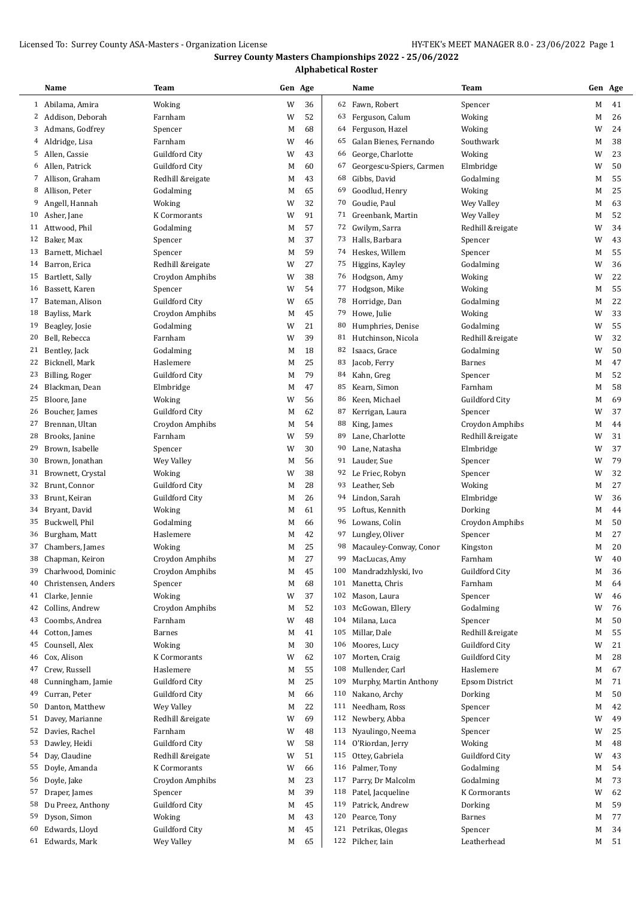Licensed To: Surrey County ASA-Masters - Organization License HY-TEK's MEET MANAGER 8.0 - 23/06/2022

## Surrey County Masters Championships 2022 - 25/06/2022

### Alphabetical Roster

| | Name | Team | Gen | Age |
|---|---|---|---|---|
| 1 | Abilama, Amira | Woking | W | 36 |
| 2 | Addison, Deborah | Farnham | W | 52 |
| 3 | Admans, Godfrey | Spencer | M | 68 |
| 4 | Aldridge, Lisa | Farnham | W | 46 |
| 5 | Allen, Cassie | Guildford City | W | 43 |
| 6 | Allen, Patrick | Guildford City | M | 60 |
| 7 | Allison, Graham | Redhill &reigate | M | 43 |
| 8 | Allison, Peter | Godalming | M | 65 |
| 9 | Angell, Hannah | Woking | W | 32 |
| 10 | Asher, Jane | K Cormorants | W | 91 |
| 11 | Attwood, Phil | Godalming | M | 57 |
| 12 | Baker, Max | Spencer | M | 37 |
| 13 | Barnett, Michael | Spencer | M | 59 |
| 14 | Barron, Erica | Redhill &reigate | W | 27 |
| 15 | Bartlett, Sally | Croydon Amphibs | W | 38 |
| 16 | Bassett, Karen | Spencer | W | 54 |
| 17 | Bateman, Alison | Guildford City | W | 65 |
| 18 | Bayliss, Mark | Croydon Amphibs | M | 45 |
| 19 | Beagley, Josie | Godalming | W | 21 |
| 20 | Bell, Rebecca | Farnham | W | 39 |
| 21 | Bentley, Jack | Godalming | M | 18 |
| 22 | Bicknell, Mark | Haslemere | M | 25 |
| 23 | Billing, Roger | Guildford City | M | 79 |
| 24 | Blackman, Dean | Elmbridge | M | 47 |
| 25 | Bloore, Jane | Woking | W | 56 |
| 26 | Boucher, James | Guildford City | M | 62 |
| 27 | Brennan, Ultan | Croydon Amphibs | M | 54 |
| 28 | Brooks, Janine | Farnham | W | 59 |
| 29 | Brown, Isabelle | Spencer | W | 30 |
| 30 | Brown, Jonathan | Wey Valley | M | 56 |
| 31 | Brownett, Crystal | Woking | W | 38 |
| 32 | Brunt, Connor | Guildford City | M | 28 |
| 33 | Brunt, Keiran | Guildford City | M | 26 |
| 34 | Bryant, David | Woking | M | 61 |
| 35 | Buckwell, Phil | Godalming | M | 66 |
| 36 | Burgham, Matt | Haslemere | M | 42 |
| 37 | Chambers, James | Woking | M | 25 |
| 38 | Chapman, Keiron | Croydon Amphibs | M | 27 |
| 39 | Charlwood, Dominic | Croydon Amphibs | M | 45 |
| 40 | Christensen, Anders | Spencer | M | 68 |
| 41 | Clarke, Jennie | Woking | W | 37 |
| 42 | Collins, Andrew | Croydon Amphibs | M | 52 |
| 43 | Coombs, Andrea | Farnham | W | 48 |
| 44 | Cotton, James | Barnes | M | 41 |
| 45 | Counsell, Alex | Woking | M | 30 |
| 46 | Cox, Alison | K Cormorants | W | 62 |
| 47 | Crew, Russell | Haslemere | M | 55 |
| 48 | Cunningham, Jamie | Guildford City | M | 25 |
| 49 | Curran, Peter | Guildford City | M | 66 |
| 50 | Danton, Matthew | Wey Valley | M | 22 |
| 51 | Davey, Marianne | Redhill &reigate | W | 69 |
| 52 | Davies, Rachel | Farnham | W | 48 |
| 53 | Dawley, Heidi | Guildford City | W | 58 |
| 54 | Day, Claudine | Redhill &reigate | W | 51 |
| 55 | Doyle, Amanda | K Cormorants | W | 66 |
| 56 | Doyle, Jake | Croydon Amphibs | M | 23 |
| 57 | Draper, James | Spencer | M | 39 |
| 58 | Du Preez, Anthony | Guildford City | M | 45 |
| 59 | Dyson, Simon | Woking | M | 43 |
| 60 | Edwards, Lloyd | Guildford City | M | 45 |
| 61 | Edwards, Mark | Wey Valley | M | 65 |
| 62 | Fawn, Robert | Spencer | M | 41 |
| 63 | Ferguson, Calum | Woking | M | 26 |
| 64 | Ferguson, Hazel | Woking | W | 24 |
| 65 | Galan Bienes, Fernando | Southwark | M | 38 |
| 66 | George, Charlotte | Woking | W | 23 |
| 67 | Georgescu-Spiers, Carmen | Elmbridge | W | 50 |
| 68 | Gibbs, David | Godalming | M | 55 |
| 69 | Goodlud, Henry | Woking | M | 25 |
| 70 | Goudie, Paul | Wey Valley | M | 63 |
| 71 | Greenbank, Martin | Wey Valley | M | 52 |
| 72 | Gwilym, Sarra | Redhill &reigate | W | 34 |
| 73 | Halls, Barbara | Spencer | W | 43 |
| 74 | Heskes, Willem | Spencer | M | 55 |
| 75 | Higgins, Kayley | Godalming | W | 36 |
| 76 | Hodgson, Amy | Woking | W | 22 |
| 77 | Hodgson, Mike | Woking | M | 55 |
| 78 | Horridge, Dan | Godalming | M | 22 |
| 79 | Howe, Julie | Woking | W | 33 |
| 80 | Humphries, Denise | Godalming | W | 55 |
| 81 | Hutchinson, Nicola | Redhill &reigate | W | 32 |
| 82 | Isaacs, Grace | Godalming | W | 50 |
| 83 | Jacob, Ferry | Barnes | M | 47 |
| 84 | Kahn, Greg | Spencer | M | 52 |
| 85 | Kearn, Simon | Farnham | M | 58 |
| 86 | Keen, Michael | Guildford City | M | 69 |
| 87 | Kerrigan, Laura | Spencer | W | 37 |
| 88 | King, James | Croydon Amphibs | M | 44 |
| 89 | Lane, Charlotte | Redhill &reigate | W | 31 |
| 90 | Lane, Natasha | Elmbridge | W | 37 |
| 91 | Lauder, Sue | Spencer | W | 79 |
| 92 | Le Friec, Robyn | Spencer | W | 32 |
| 93 | Leather, Seb | Woking | M | 27 |
| 94 | Lindon, Sarah | Elmbridge | W | 36 |
| 95 | Loftus, Kennith | Dorking | M | 44 |
| 96 | Lowans, Colin | Croydon Amphibs | M | 50 |
| 97 | Lungley, Oliver | Spencer | M | 27 |
| 98 | Macauley-Conway, Conor | Kingston | M | 20 |
| 99 | MacLucas, Amy | Farnham | W | 40 |
| 100 | Mandradzhlyski, Ivo | Guildford City | M | 36 |
| 101 | Manetta, Chris | Farnham | M | 64 |
| 102 | Mason, Laura | Spencer | W | 46 |
| 103 | McGowan, Ellery | Godalming | W | 76 |
| 104 | Milana, Luca | Spencer | M | 50 |
| 105 | Millar, Dale | Redhill &reigate | M | 55 |
| 106 | Moores, Lucy | Guildford City | W | 21 |
| 107 | Morten, Craig | Guildford City | M | 28 |
| 108 | Mullender, Carl | Haslemere | M | 67 |
| 109 | Murphy, Martin Anthony | Epsom District | M | 71 |
| 110 | Nakano, Archy | Dorking | M | 50 |
| 111 | Needham, Ross | Spencer | M | 42 |
| 112 | Newbery, Abba | Spencer | W | 49 |
| 113 | Nyaulingo, Neema | Spencer | W | 25 |
| 114 | O'Riordan, Jerry | Woking | M | 48 |
| 115 | Ottey, Gabriela | Guildford City | W | 43 |
| 116 | Palmer, Tony | Godalming | M | 54 |
| 117 | Parry, Dr Malcolm | Godalming | M | 73 |
| 118 | Patel, Jacqueline | K Cormorants | W | 62 |
| 119 | Patrick, Andrew | Dorking | M | 59 |
| 120 | Pearce, Tony | Barnes | M | 77 |
| 121 | Petrikas, Olegas | Spencer | M | 34 |
| 122 | Pilcher, Iain | Leatherhead | M | 51 |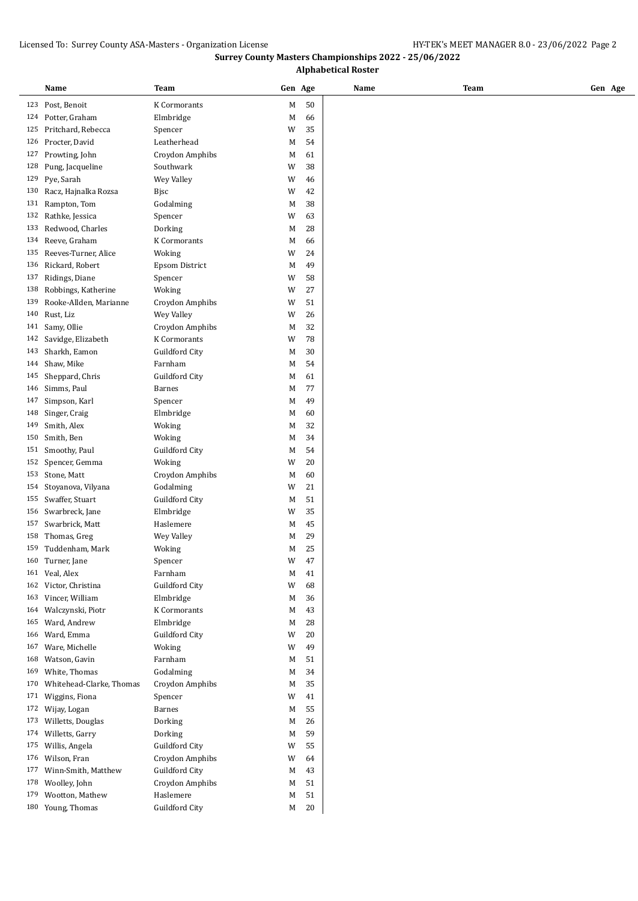**Surrey County Masters Championships 2022 - 25/06/2022**

**Alphabetical Roster**

| | Name | Team | Gen | Age |
|---|---|---|---|---|
| 123 | Post, Benoit | K Cormorants | M | 50 |
| 124 | Potter, Graham | Elmbridge | M | 66 |
| 125 | Pritchard, Rebecca | Spencer | W | 35 |
| 126 | Procter, David | Leatherhead | M | 54 |
| 127 | Prowting, John | Croydon Amphibs | M | 61 |
| 128 | Pung, Jacqueline | Southwark | W | 38 |
| 129 | Pye, Sarah | Wey Valley | W | 46 |
| 130 | Racz, Hajnalka Rozsa | Bjsc | W | 42 |
| 131 | Rampton, Tom | Godalming | M | 38 |
| 132 | Rathke, Jessica | Spencer | W | 63 |
| 133 | Redwood, Charles | Dorking | M | 28 |
| 134 | Reeve, Graham | K Cormorants | M | 66 |
| 135 | Reeves-Turner, Alice | Woking | W | 24 |
| 136 | Rickard, Robert | Epsom District | M | 49 |
| 137 | Ridings, Diane | Spencer | W | 58 |
| 138 | Robbings, Katherine | Woking | W | 27 |
| 139 | Rooke-Allden, Marianne | Croydon Amphibs | W | 51 |
| 140 | Rust, Liz | Wey Valley | W | 26 |
| 141 | Samy, Ollie | Croydon Amphibs | M | 32 |
| 142 | Savidge, Elizabeth | K Cormorants | W | 78 |
| 143 | Sharkh, Eamon | Guildford City | M | 30 |
| 144 | Shaw, Mike | Farnham | M | 54 |
| 145 | Sheppard, Chris | Guildford City | M | 61 |
| 146 | Simms, Paul | Barnes | M | 77 |
| 147 | Simpson, Karl | Spencer | M | 49 |
| 148 | Singer, Craig | Elmbridge | M | 60 |
| 149 | Smith, Alex | Woking | M | 32 |
| 150 | Smith, Ben | Woking | M | 34 |
| 151 | Smoothy, Paul | Guildford City | M | 54 |
| 152 | Spencer, Gemma | Woking | W | 20 |
| 153 | Stone, Matt | Croydon Amphibs | M | 60 |
| 154 | Stoyanova, Vilyana | Godalming | W | 21 |
| 155 | Swaffer, Stuart | Guildford City | M | 51 |
| 156 | Swarbreck, Jane | Elmbridge | W | 35 |
| 157 | Swarbrick, Matt | Haslemere | M | 45 |
| 158 | Thomas, Greg | Wey Valley | M | 29 |
| 159 | Tuddenham, Mark | Woking | M | 25 |
| 160 | Turner, Jane | Spencer | W | 47 |
| 161 | Veal, Alex | Farnham | M | 41 |
| 162 | Victor, Christina | Guildford City | W | 68 |
| 163 | Vincer, William | Elmbridge | M | 36 |
| 164 | Walczynski, Piotr | K Cormorants | M | 43 |
| 165 | Ward, Andrew | Elmbridge | M | 28 |
| 166 | Ward, Emma | Guildford City | W | 20 |
| 167 | Ware, Michelle | Woking | W | 49 |
| 168 | Watson, Gavin | Farnham | M | 51 |
| 169 | White, Thomas | Godalming | M | 34 |
| 170 | Whitehead-Clarke, Thomas | Croydon Amphibs | M | 35 |
| 171 | Wiggins, Fiona | Spencer | W | 41 |
| 172 | Wijay, Logan | Barnes | M | 55 |
| 173 | Willetts, Douglas | Dorking | M | 26 |
| 174 | Willetts, Garry | Dorking | M | 59 |
| 175 | Willis, Angela | Guildford City | W | 55 |
| 176 | Wilson, Fran | Croydon Amphibs | W | 64 |
| 177 | Winn-Smith, Matthew | Guildford City | M | 43 |
| 178 | Woolley, John | Croydon Amphibs | M | 51 |
| 179 | Wootton, Mathew | Haslemere | M | 51 |
| 180 | Young, Thomas | Guildford City | M | 20 |